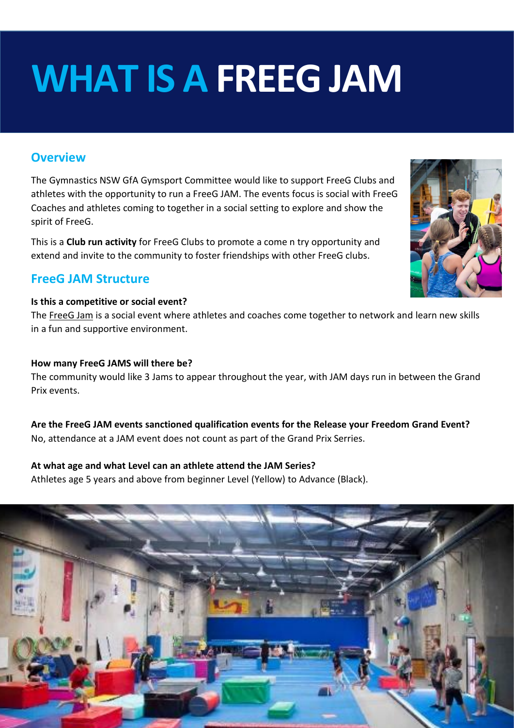# WHAT IS A FREEG JAM

## Overview

The Gymnastics NSW GfA Gymsport Committee would like to support FreeG Clubs and athletes with the opportunity to run a FreeG JAM. The events focus is social with FreeG Coaches and athletes coming to together in a social setting to explore and show the spirit of FreeG.

This is a **Club run activity** for FreeG Clubs to promote a come n try opportunity and extend and invite to the community to foster friendships with other FreeG clubs.

## FreeG JAM Structure

**Is this a competitive or social event?**
The FreeG Jam is a social event where athletes and coaches come together to network and learn new skills in a fun and supportive environment.

**How many FreeG JAMS will there be?**
The community would like 3 Jams to appear throughout the year, with JAM days run in between the Grand Prix events.

**Are the FreeG JAM events sanctioned qualification events for the Release your Freedom Grand Event?**
No, attendance at a JAM event does not count as part of the Grand Prix Serries.

**At what age and what Level can an athlete attend the JAM Series?**
Athletes age 5 years and above from beginner Level (Yellow) to Advance (Black).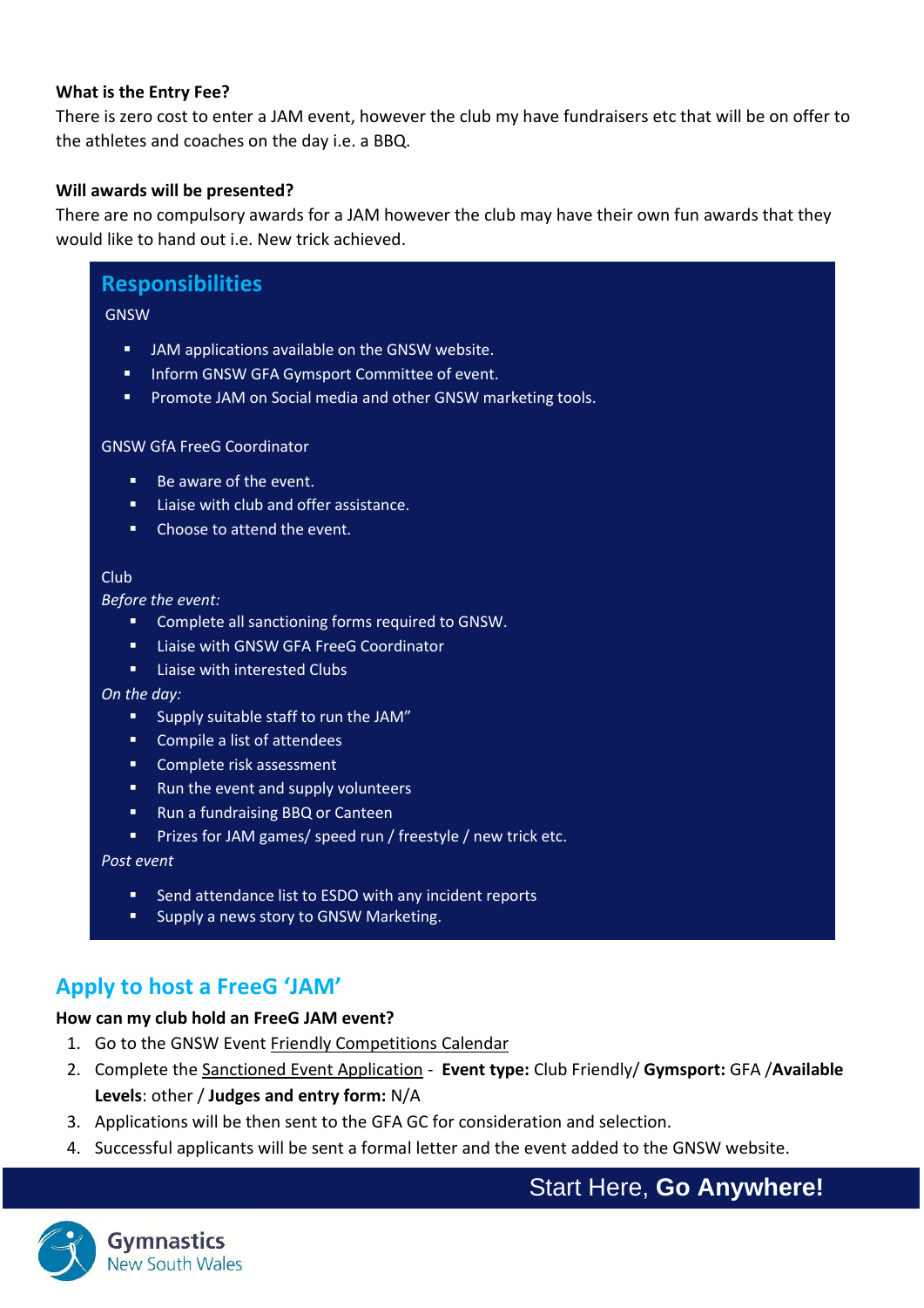**What is the Entry Fee?**

There is zero cost to enter a JAM event, however the club my have fundraisers etc that will be on offer to the athletes and coaches on the day i.e. a BBQ.

**Will awards will be presented?**

There are no compulsory awards for a JAM however the club may have their own fun awards that they would like to hand out i.e. New trick achieved.

## Responsibilities

GNSW

- JAM applications available on the GNSW website.
- Inform GNSW GFA Gymsport Committee of event.
- Promote JAM on Social media and other GNSW marketing tools.

GNSW GfA FreeG Coordinator

- Be aware of the event.
- Liaise with club and offer assistance.
- Choose to attend the event.

Club

*Before the event:*

- Complete all sanctioning forms required to GNSW.
- Liaise with GNSW GFA FreeG Coordinator
- Liaise with interested Clubs

*On the day:*

- Supply suitable staff to run the JAM"
- Compile a list of attendees
- Complete risk assessment
- Run the event and supply volunteers
- Run a fundraising BBQ or Canteen
- Prizes for JAM games/ speed run / freestyle / new trick etc.

*Post event*

- Send attendance list to ESDO with any incident reports
- Supply a news story to GNSW Marketing.

## Apply to host a FreeG 'JAM'

**How can my club hold an FreeG JAM event?**

1. Go to the GNSW Event Friendly Competitions Calendar
2. Complete the Sanctioned Event Application - **Event type:** Club Friendly/ **Gymsport:** GFA /**Available Levels**: other / **Judges and entry form:** N/A
3. Applications will be then sent to the GFA GC for consideration and selection.
4. Successful applicants will be sent a formal letter and the event added to the GNSW website.

Start Here, **Go Anywhere!**

Gymnastics New South Wales